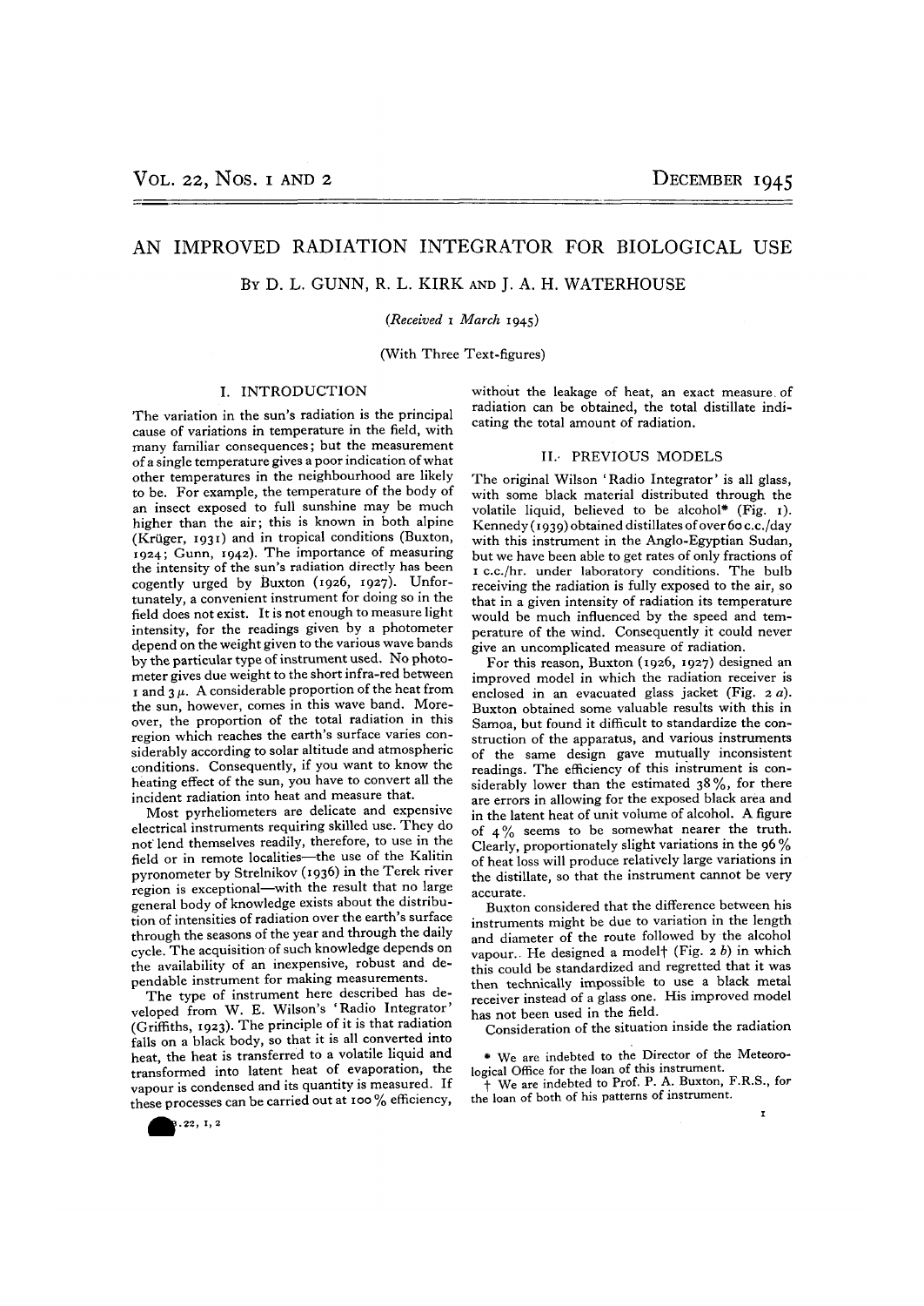# AN IMPROVED RADIATION INTEGRATOR FOR BIOLOGICAL USE

By D. L. GUNN, R. L. KIRK and J. A. H. WATERHOUSE

*(Received 1 March 1945)*

(With Three Text-figures)

## I. INTRODUCTION

The variation in the sun's radiation is the principal cause of variations in temperature in the field, with many familiar consequences; but the measurement of a single temperature gives a poor indication of what other temperatures in the neighbourhood are likely to be. For example, the temperature of the body of an insect exposed to full sunshine may be much higher than the air; this is known in both alpine (Krüger, 1931) and in tropical conditions (Buxton, 1924; Gunn, 1942). The importance of measuring the intensity of the sun's radiation directly has been cogently urged by Buxton (1926, 1927). Unfortunately, a convenient instrument for doing so in the field does not exist. It is not enough to measure light intensity, for the readings given by a photometer depend on the weight given to the various wave bands by the particular type of instrument used. No photometer gives due weight to the short infra-red between 1 and 3 $\mu$. A considerable proportion of the heat from the sun, however, comes in this wave band. Moreover, the proportion of the total radiation in this region which reaches the earth's surface varies considerably according to solar altitude and atmospheric conditions. Consequently, if you want to know the heating effect of the sun, you have to convert all the incident radiation into heat and measure that.

Most pyrheliometers are delicate and expensive electrical instruments requiring skilled use. They do not lend themselves readily, therefore, to use in the field or in remote localities—the use of the Kalitin pyronometer by Strelnikov (1936) in the Terek river region is exceptional—with the result that no large general body of knowledge exists about the distribution of intensities of radiation over the earth's surface through the seasons of the year and through the daily cycle. The acquisition of such knowledge depends on the availability of an inexpensive, robust and dependable instrument for making measurements.

The type of instrument here described has developed from W. E. Wilson's 'Radio Integrator' (Griffiths, 1923). The principle of it is that radiation falls on a black body, so that it is all converted into heat, the heat is transferred to a volatile liquid and transformed into latent heat of evaporation, the vapour is condensed and its quantity is measured. If these processes can be carried out at 100% efficiency, without the leakage of heat, an exact measure of radiation can be obtained, the total distillate indicating the total amount of radiation.

## II. PREVIOUS MODELS

The original Wilson 'Radio Integrator' is all glass, with some black material distributed through the volatile liquid, believed to be alcohol* (Fig. 1). Kennedy (1939) obtained distillates of over 60 c.c./day with this instrument in the Anglo-Egyptian Sudan, but we have been able to get rates of only fractions of 1 c.c./hr. under laboratory conditions. The bulb receiving the radiation is fully exposed to the air, so that in a given intensity of radiation its temperature would be much influenced by the speed and temperature of the wind. Consequently it could never give an uncomplicated measure of radiation.

For this reason, Buxton (1926, 1927) designed an improved model in which the radiation receiver is enclosed in an evacuated glass jacket (Fig. 2 *a*). Buxton obtained some valuable results with this in Samoa, but found it difficult to standardize the construction of the apparatus, and various instruments of the same design gave mutually inconsistent readings. The efficiency of this instrument is considerably lower than the estimated 38%, for there are errors in allowing for the exposed black area and in the latent heat of unit volume of alcohol. A figure of 4% seems to be somewhat nearer the truth. Clearly, proportionately slight variations in the 96% of heat loss will produce relatively large variations in the distillate, so that the instrument cannot be very accurate.

Buxton considered that the difference between his instruments might be due to variation in the length and diameter of the route followed by the alcohol vapour. He designed a model† (Fig. 2 *b*) in which this could be standardized and regretted that it was then technically impossible to use a black metal receiver instead of a glass one. His improved model has not been used in the field.

Consideration of the situation inside the radiation

\* We are indebted to the Director of the Meteorological Office for the loan of this instrument.

† We are indebted to Prof. P. A. Buxton, F.R.S., for the loan of both of his patterns of instrument.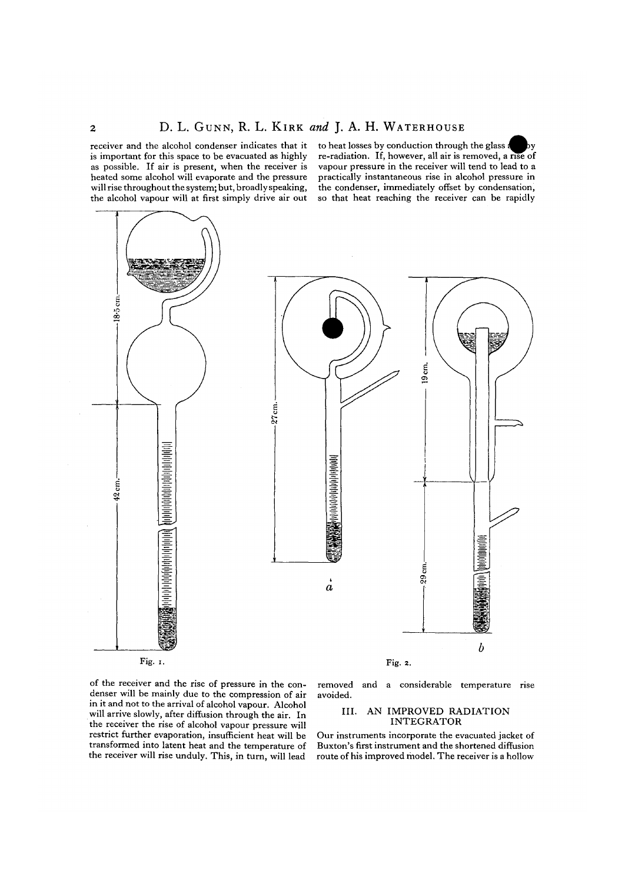receiver and the alcohol condenser indicates that it is important for this space to be evacuated as highly as possible. If air is present, when the receiver is heated some alcohol will evaporate and the pressure will rise throughout the system; but, broadly speaking, the alcohol vapour will at first simply drive air out of the receiver and the rise of pressure in the condenser will be mainly due to the compression of air in it and not to the arrival of alcohol vapour. Alcohol will arrive slowly, after diffusion through the air. In the receiver the rise of alcohol vapour pressure will restrict further evaporation, insufficient heat will be transformed into latent heat and the temperature of the receiver will rise unduly. This, in turn, will lead to heat losses by conduction through the glass and by re-radiation. If, however, all air is removed, a rise of vapour pressure in the receiver will tend to lead to a practically instantaneous rise in alcohol pressure in the condenser, immediately offset by condensation, so that heat reaching the receiver can be rapidly removed and a considerable temperature rise avoided.

Fig. 1.

Fig. 2.

## III. AN IMPROVED RADIATION INTEGRATOR

Our instruments incorporate the evacuated jacket of Buxton's first instrument and the shortened diffusion route of his improved model. The receiver is a hollow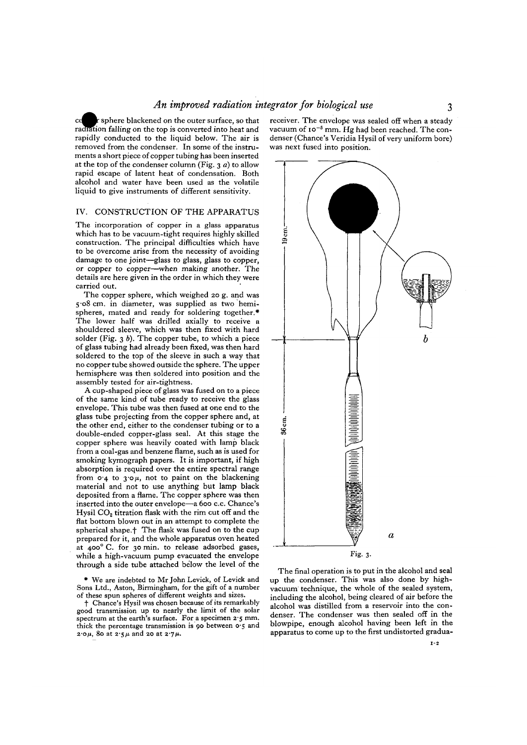copper sphere blackened on the outer surface, so that radiation falling on the top is converted into heat and rapidly conducted to the liquid below. The air is removed from the condenser. In some of the instruments a short piece of copper tubing has been inserted at the top of the condenser column (Fig. 3 *a*) to allow rapid escape of latent heat of condensation. Both alcohol and water have been used as the volatile liquid to give instruments of different sensitivity.

## IV. CONSTRUCTION OF THE APPARATUS

The incorporation of copper in a glass apparatus which has to be vacuum-tight requires highly skilled construction. The principal difficulties which have to be overcome arise from the necessity of avoiding damage to one joint—glass to glass, glass to copper, or copper to copper—when making another. The details are here given in the order in which they were carried out.

The copper sphere, which weighed 20 g. and was 5·08 cm. in diameter, was supplied as two hemispheres, mated and ready for soldering together.* The lower half was drilled axially to receive a shouldered sleeve, which was then fixed with hard solder (Fig. 3 *b*). The copper tube, to which a piece of glass tubing had already been fixed, was then hard soldered to the top of the sleeve in such a way that no copper tube showed outside the sphere. The upper hemisphere was then soldered into position and the assembly tested for air-tightness.

A cup-shaped piece of glass was fused on to a piece of the same kind of tube ready to receive the glass envelope. This tube was then fused at one end to the glass tube projecting from the copper sphere and, at the other end, either to the condenser tubing or to a double-ended copper-glass seal. At this stage the copper sphere was heavily coated with lamp black from a coal-gas and benzene flame, such as is used for smoking kymograph papers. It is important, if high absorption is required over the entire spectral range from 0·4 to 3·0 $\mu$, not to paint on the blackening material and not to use anything but lamp black deposited from a flame. The copper sphere was then inserted into the outer envelope—a 600 c.c. Chance's Hysil $CO_2$ titration flask with the rim cut off and the flat bottom blown out in an attempt to complete the spherical shape.† The flask was fused on to the cup prepared for it, and the whole apparatus oven heated at 400° C. for 30 min. to release adsorbed gases, while a high-vacuum pump evacuated the envelope through a side tube attached below the level of the receiver. The envelope was sealed off when a steady vacuum of $10^{-5}$ mm. Hg had been reached. The condenser (Chance's Veridia Hysil of very uniform bore) was next fused into position.

Fig. 3.

The final operation is to put in the alcohol and seal up the condenser. This was also done by high-vacuum technique, the whole of the sealed system, including the alcohol, being cleared of air before the alcohol was distilled from a reservoir into the condenser. The condenser was then sealed off in the blowpipe, enough alcohol having been left in the apparatus to come up to the first undistorted gradua-

\* We are indebted to Mr John Levick, of Levick and Sons Ltd., Aston, Birmingham, for the gift of a number of these spun spheres of different weights and sizes.

† Chance's Hysil was chosen because of its remarkably good transmission up to nearly the limit of the solar spectrum at the earth's surface. For a specimen 2·5 mm. thick the percentage transmission is 90 between 0·5 and 2·0 $\mu$, 80 at 2·5 $\mu$ and 20 at 2·7 $\mu$.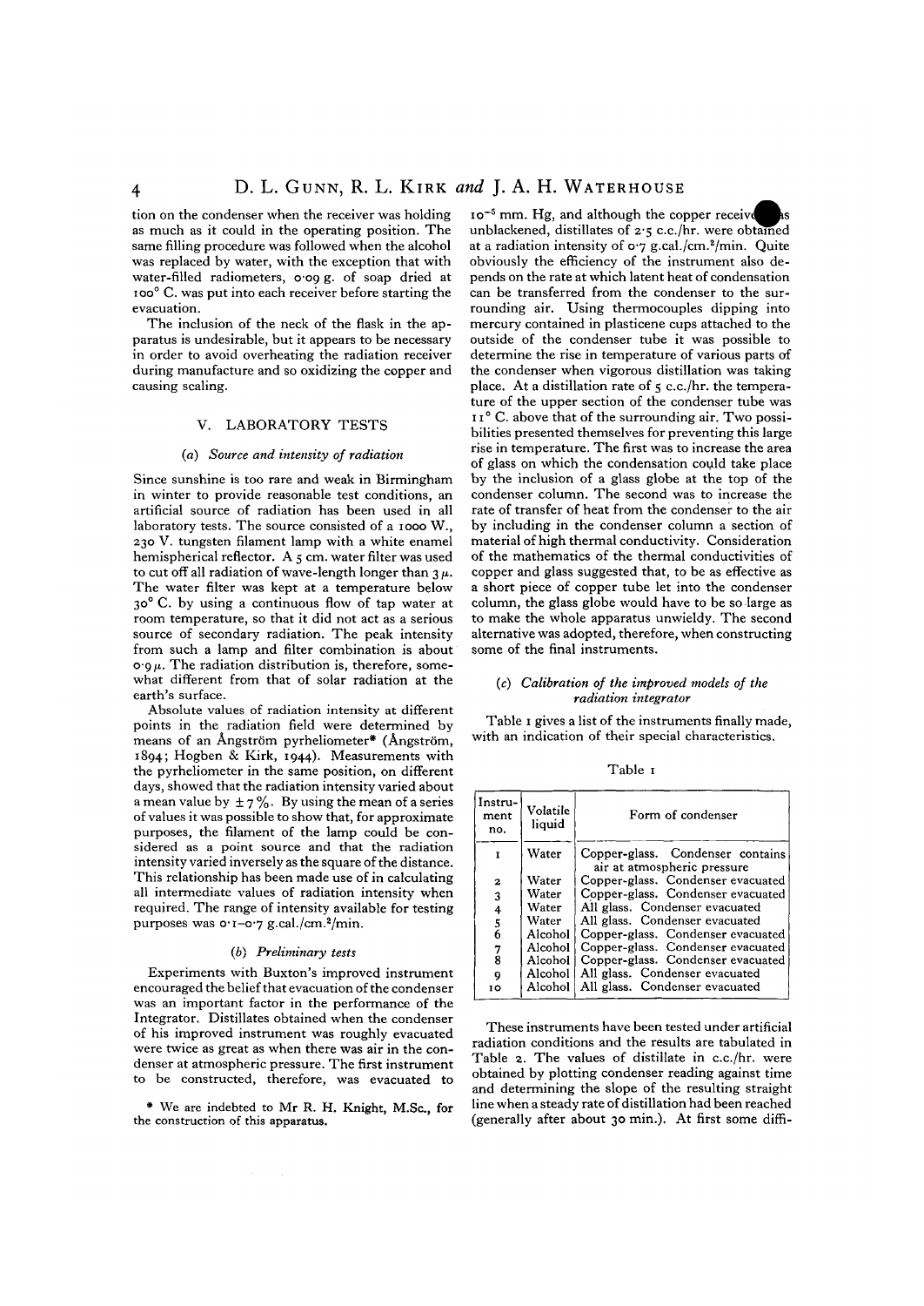tion on the condenser when the receiver was holding as much as it could in the operating position. The same filling procedure was followed when the alcohol was replaced by water, with the exception that with water-filled radiometers, 0·09 g. of soap dried at 100° C. was put into each receiver before starting the evacuation.

The inclusion of the neck of the flask in the apparatus is undesirable, but it appears to be necessary in order to avoid overheating the radiation receiver during manufacture and so oxidizing the copper and causing scaling.

## V. LABORATORY TESTS

### (a) *Source and intensity of radiation*

Since sunshine is too rare and weak in Birmingham in winter to provide reasonable test conditions, an artificial source of radiation has been used in all laboratory tests. The source consisted of a 1000 W., 230 V. tungsten filament lamp with a white enamel hemispherical reflector. A 5 cm. water filter was used to cut off all radiation of wave-length longer than 3 $\mu$. The water filter was kept at a temperature below 30° C. by using a continuous flow of tap water at room temperature, so that it did not act as a serious source of secondary radiation. The peak intensity from such a lamp and filter combination is about 0·9 $\mu$. The radiation distribution is, therefore, somewhat different from that of solar radiation at the earth's surface.

Absolute values of radiation intensity at different points in the radiation field were determined by means of an Ångström pyrheliometer* (Ångström, 1894; Hogben & Kirk, 1944). Measurements with the pyrheliometer in the same position, on different days, showed that the radiation intensity varied about a mean value by ± 7 %. By using the mean of a series of values it was possible to show that, for approximate purposes, the filament of the lamp could be considered as a point source and that the radiation intensity varied inversely as the square of the distance. This relationship has been made use of in calculating all intermediate values of radiation intensity when required. The range of intensity available for testing purposes was 0·1–0·7 g.cal./cm.$^2$/min.

### (b) *Preliminary tests*

Experiments with Buxton's improved instrument encouraged the belief that evacuation of the condenser was an important factor in the performance of the Integrator. Distillates obtained when the condenser of his improved instrument was roughly evacuated were twice as great as when there was air in the condenser at atmospheric pressure. The first instrument to be constructed, therefore, was evacuated to $10^{-5}$ mm. Hg, and although the copper receiver was unblackened, distillates of 2·5 c.c./hr. were obtained at a radiation intensity of 0·7 g.cal./cm.$^2$/min. Quite obviously the efficiency of the instrument also depends on the rate at which latent heat of condensation can be transferred from the condenser to the surrounding air. Using thermocouples dipping into mercury contained in plasticene cups attached to the outside of the condenser tube it was possible to determine the rise in temperature of various parts of the condenser when vigorous distillation was taking place. At a distillation rate of 5 c.c./hr. the temperature of the upper section of the condenser tube was 11° C. above that of the surrounding air. Two possibilities presented themselves for preventing this large rise in temperature. The first was to increase the area of glass on which the condensation could take place by the inclusion of a glass globe at the top of the condenser column. The second was to increase the rate of transfer of heat from the condenser to the air by including in the condenser column a section of material of high thermal conductivity. Consideration of the mathematics of the thermal conductivities of copper and glass suggested that, to be as effective as a short piece of copper tube let into the condenser column, the glass globe would have to be so large as to make the whole apparatus unwieldy. The second alternative was adopted, therefore, when constructing some of the final instruments.

### (c) *Calibration of the improved models of the radiation integrator*

Table 1 gives a list of the instruments finally made, with an indication of their special characteristics.

Table 1

| Instrument no. | Volatile liquid | Form of condenser |
|---|---|---|
| 1 | Water | Copper-glass. Condenser contains air at atmospheric pressure |
| 2 | Water | Copper-glass. Condenser evacuated |
| 3 | Water | Copper-glass. Condenser evacuated |
| 4 | Water | All glass. Condenser evacuated |
| 5 | Water | All glass. Condenser evacuated |
| 6 | Alcohol | Copper-glass. Condenser evacuated |
| 7 | Alcohol | Copper-glass. Condenser evacuated |
| 8 | Alcohol | Copper-glass. Condenser evacuated |
| 9 | Alcohol | All glass. Condenser evacuated |
| 10 | Alcohol | All glass. Condenser evacuated |

These instruments have been tested under artificial radiation conditions and the results are tabulated in Table 2. The values of distillate in c.c./hr. were obtained by plotting condenser reading against time and determining the slope of the resulting straight line when a steady rate of distillation had been reached (generally after about 30 min.). At first some diffi-

\* We are indebted to Mr R. H. Knight, M.Sc., for the construction of this apparatus.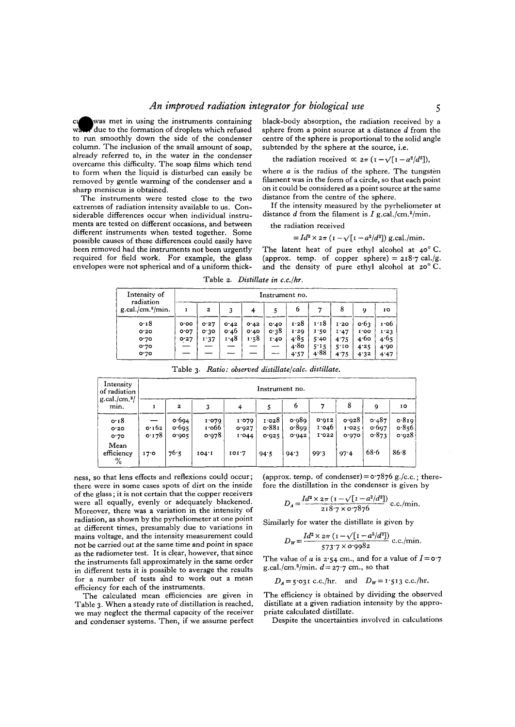was met in using the instruments containing water due to the formation of droplets which refused to run smoothly down the side of the condenser column. The inclusion of the small amount of soap, already referred to, in the water in the condenser overcame this difficulty. The soap films which tend to form when the liquid is disturbed can easily be removed by gentle warming of the condenser and a sharp meniscus is obtained.

The instruments were tested close to the two extremes of radiation intensity available to us. Considerable differences occur when individual instruments are tested on different occasions, and between different instruments when tested together. Some possible causes of these differences could easily have been removed had the instruments not been urgently required for field work. For example, the glass envelopes were not spherical and of a uniform thickness, so that lens effects and reflexions could occur; there were in some cases spots of dirt on the inside of the glass; it is not certain that the copper receivers were all equally, evenly or adequately blackened. Moreover, there was a variation in the intensity of radiation, as shown by the pyrheliometer at one point at different times, presumably due to variations in mains voltage, and the intensity measurement could not be carried out at the same time and point in space as the radiometer test. It is clear, however, that since the instruments fall approximately in the same order in different tests it is possible to average the results for a number of tests and to work out a mean efficiency for each of the instruments.

The calculated mean efficiencies are given in Table 3. When a steady rate of distillation is reached, we may neglect the thermal capacity of the receiver and condenser systems. Then, if we assume perfect black-body absorption, the radiation received by a sphere from a point source at a distance $d$ from the centre of the sphere is proportional to the solid angle subtended by the sphere at the source, i.e.

$$\text{the radiation received} \propto 2\pi\,(1 - \sqrt{[1 - a^2/d^2]}),$$

where $a$ is the radius of the sphere. The tungsten filament was in the form of a circle, so that each point on it could be considered as a point source at the same distance from the centre of the sphere.

If the intensity measured by the pyrheliometer at distance $d$ from the filament is $I$ g.cal./cm.²/min.

the radiation received

$$= Id^2 \times 2\pi\,(1 - \sqrt{[1 - a^2/d^2]})\ \text{g.cal./min.}$$

The latent heat of pure ethyl alcohol at 40° C. (approx. temp. of copper sphere) = 218·7 cal./g. and the density of pure ethyl alcohol at 20° C. (approx. temp. of condenser) = 0·7876 g./c.c.; therefore the distillation in the condenser is given by

$$D_A = \frac{Id^2 \times 2\pi\,(1 - \sqrt{[1 - a^2/d^2]})}{218{\cdot}7 \times 0{\cdot}7876}\ \text{c.c./min.}$$

Similarly for water the distillate is given by

$$D_W = \frac{Id^2 \times 2\pi\,(1 - \sqrt{[1 - a^2/d^2]})}{573{\cdot}7 \times 0{\cdot}9982}\ \text{c.c./min.}$$

The value of $a$ is 2·54 cm., and for a value of $I = 0{\cdot}7$ g.cal./cm.²/min. $d = 27{\cdot}7$ cm., so that

$$D_A = 5{\cdot}031\ \text{c.c./hr.} \quad \text{and} \quad D_W = 1{\cdot}513\ \text{c.c./hr.}$$

The efficiency is obtained by dividing the observed distillate at a given radiation intensity by the appropriate calculated distillate.

Despite the uncertainties involved in calculations

Table 2. *Distillate in c.c./hr.*

| Intensity of radiation g.cal./cm.²/min. | Instrument no. | | | | | | | | | |
|---|---|---|---|---|---|---|---|---|---|---|
| | 1 | 2 | 3 | 4 | 5 | 6 | 7 | 8 | 9 | 10 |
| 0·18 | 0·00 | 0·27 | 0·42 | 0·42 | 0·40 | 1·28 | 1·18 | 1·20 | 0·63 | 1·06 |
| 0·20 | 0·07 | 0·30 | 0·46 | 0·40 | 0·38 | 1·29 | 1·50 | 1·47 | 1·00 | 1·23 |
| 0·70 | 0·27 | 1·37 | 1·48 | 1·58 | 1·40 | 4·85 | 5·40 | 4·75 | 4·60 | 4·65 |
| 0·70 | — | — | — | — | — | 4·80 | 5·15 | 5·10 | 4·25 | 4·90 |
| 0·70 | — | — | — | — | — | 4·57 | 4·88 | 4·75 | 4·32 | 4·47 |

Table 3. *Ratio: observed distillate/calc. distillate.*

| Intensity of radiation g.cal./cm.²/min. | Instrument no. | | | | | | | | | |
|---|---|---|---|---|---|---|---|---|---|---|
| | 1 | 2 | 3 | 4 | 5 | 6 | 7 | 8 | 9 | 10 |
| 0·18 | — | 0·694 | 1·079 | 1·079 | 1·028 | 0·989 | 0·912 | 0·928 | 0·487 | 0·819 |
| 0·20 | 0·162 | 0·695 | 1·066 | 0·927 | 0·881 | 0·899 | 1·046 | 1·025 | 0·697 | 0·856 |
| 0·70 | 0·178 | 0·905 | 0·978 | 1·044 | 0·925 | 0·942 | 1·022 | 0·970 | 0·873 | 0·928 |
| Mean efficiency % | 17·0 | 76·5 | 104·1 | 101·7 | 94·5 | 94·3 | 99·3 | 97·4 | 68·6 | 86·8 |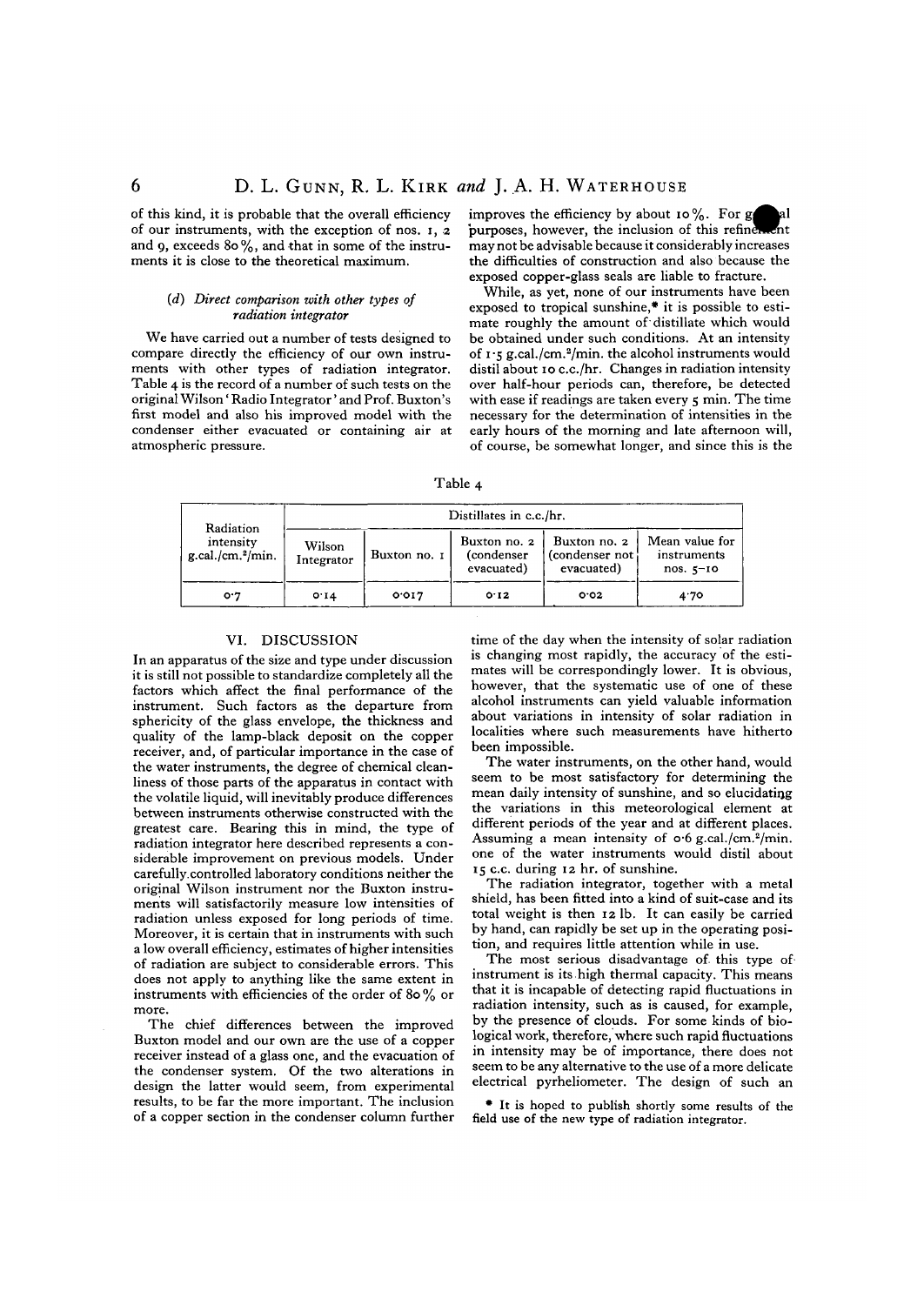of this kind, it is probable that the overall efficiency of our instruments, with the exception of nos. 1, 2 and 9, exceeds 80 %, and that in some of the instruments it is close to the theoretical maximum.

### (d) *Direct comparison with other types of radiation integrator*

We have carried out a number of tests designed to compare directly the efficiency of our own instruments with other types of radiation integrator. Table 4 is the record of a number of such tests on the original Wilson 'Radio Integrator' and Prof. Buxton's first model and also his improved model with the condenser either evacuated or containing air at atmospheric pressure.

improves the efficiency by about 10 %. For general purposes, however, the inclusion of this refinement may not be advisable because it considerably increases the difficulties of construction and also because the exposed copper-glass seals are liable to fracture.

While, as yet, none of our instruments have been exposed to tropical sunshine,* it is possible to estimate roughly the amount of distillate which would be obtained under such conditions. At an intensity of 1·5 g.cal./cm.$^2$/min. the alcohol instruments would distil about 10 c.c./hr. Changes in radiation intensity over half-hour periods can, therefore, be detected with ease if readings are taken every 5 min. The time necessary for the determination of intensities in the early hours of the morning and late afternoon will, of course, be somewhat longer, and since this is the

Table 4

| Radiation intensity g.cal./cm.$^2$/min. | Distillates in c.c./hr. | | | | |
|---|---|---|---|---|---|
| | Wilson Integrator | Buxton no. 1 | Buxton no. 2 (condenser evacuated) | Buxton no. 2 (condenser not evacuated) | Mean value for instruments nos. 5–10 |
| 0·7 | 0·14 | 0·017 | 0·12 | 0·02 | 4·70 |

## VI. DISCUSSION

In an apparatus of the size and type under discussion it is still not possible to standardize completely all the factors which affect the final performance of the instrument. Such factors as the departure from sphericity of the glass envelope, the thickness and quality of the lamp-black deposit on the copper receiver, and, of particular importance in the case of the water instruments, the degree of chemical cleanliness of those parts of the apparatus in contact with the volatile liquid, will inevitably produce differences between instruments otherwise constructed with the greatest care. Bearing this in mind, the type of radiation integrator here described represents a considerable improvement on previous models. Under carefully controlled laboratory conditions neither the original Wilson instrument nor the Buxton instruments will satisfactorily measure low intensities of radiation unless exposed for long periods of time. Moreover, it is certain that in instruments with such a low overall efficiency, estimates of higher intensities of radiation are subject to considerable errors. This does not apply to anything like the same extent in instruments with efficiencies of the order of 80 % or more.

The chief differences between the improved Buxton model and our own are the use of a copper receiver instead of a glass one, and the evacuation of the condenser system. Of the two alterations in design the latter would seem, from experimental results, to be far the more important. The inclusion of a copper section in the condenser column further

time of the day when the intensity of solar radiation is changing most rapidly, the accuracy of the estimates will be correspondingly lower. It is obvious, however, that the systematic use of one of these alcohol instruments can yield valuable information about variations in intensity of solar radiation in localities where such measurements have hitherto been impossible.

The water instruments, on the other hand, would seem to be most satisfactory for determining the mean daily intensity of sunshine, and so elucidating the variations in this meteorological element at different periods of the year and at different places. Assuming a mean intensity of 0·6 g.cal./cm.$^2$/min. one of the water instruments would distil about 15 c.c. during 12 hr. of sunshine.

The radiation integrator, together with a metal shield, has been fitted into a kind of suit-case and its total weight is then 12 lb. It can easily be carried by hand, can rapidly be set up in the operating position, and requires little attention while in use.

The most serious disadvantage of this type of instrument is its high thermal capacity. This means that it is incapable of detecting rapid fluctuations in radiation intensity, such as is caused, for example, by the presence of clouds. For some kinds of biological work, therefore, where such rapid fluctuations in intensity may be of importance, there does not seem to be any alternative to the use of a more delicate electrical pyrheliometer. The design of such an

\* It is hoped to publish shortly some results of the field use of the new type of radiation integrator.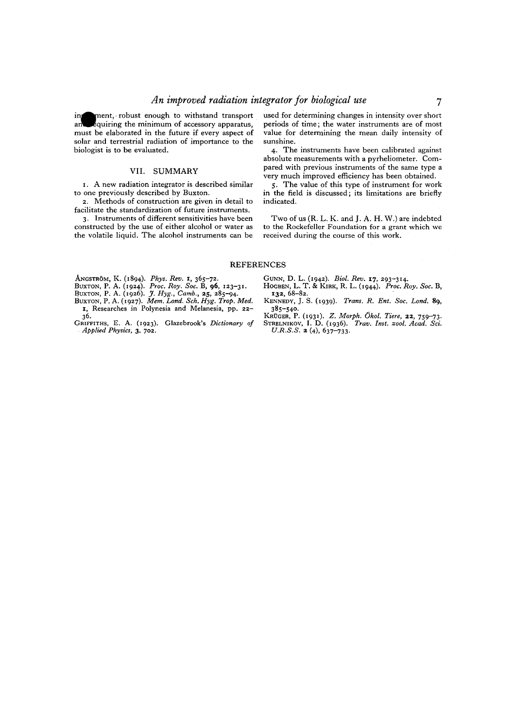instrument, robust enough to withstand transport and requiring the minimum of accessory apparatus, must be elaborated in the future if every aspect of solar and terrestrial radiation of importance to the biologist is to be evaluated.

## VII. SUMMARY

1. A new radiation integrator is described similar to one previously described by Buxton.

2. Methods of construction are given in detail to facilitate the standardization of future instruments.

3. Instruments of different sensitivities have been constructed by the use of either alcohol or water as the volatile liquid. The alcohol instruments can be used for determining changes in intensity over short periods of time; the water instruments are of most value for determining the mean daily intensity of sunshine.

4. The instruments have been calibrated against absolute measurements with a pyrheliometer. Compared with previous instruments of the same type a very much improved efficiency has been obtained.

5. The value of this type of instrument for work in the field is discussed; its limitations are briefly indicated.

Two of us (R. L. K. and J. A. H. W.) are indebted to the Rockefeller Foundation for a grant which we received during the course of this work.

## REFERENCES

Ångström, K. (1894). *Phys. Rev.* **1**, 365–72.

Buxton, P. A. (1924). *Proc. Roy. Soc.* B, **96**, 123–31.

Buxton, P. A. (1926). *J. Hyg., Camb.*, **25**, 285–94.

Buxton, P. A. (1927). *Mem. Lond. Sch. Hyg. Trop. Med.* **1**, Researches in Polynesia and Melanesia, pp. 22–36.

Griffiths, E. A. (1923). Glazebrook's *Dictionary of Applied Physics*, **3**, 702.

Gunn, D. L. (1942). *Biol. Rev.* **17**, 293–314.

Hogben, L. T. & Kirk, R. L. (1944). *Proc. Roy. Soc.* B, **132**, 68–82.

Kennedy, J. S. (1939). *Trans. R. Ent. Soc. Lond.* **89**, 385–540.

Krüger, P. (1931). *Z. Morph. Ökol. Tiere*, **22**, 759–73.

Strelnikov, I. D. (1936). *Trav. Inst. zool. Acad. Sci. U.R.S.S.* **2** (4), 637–733.